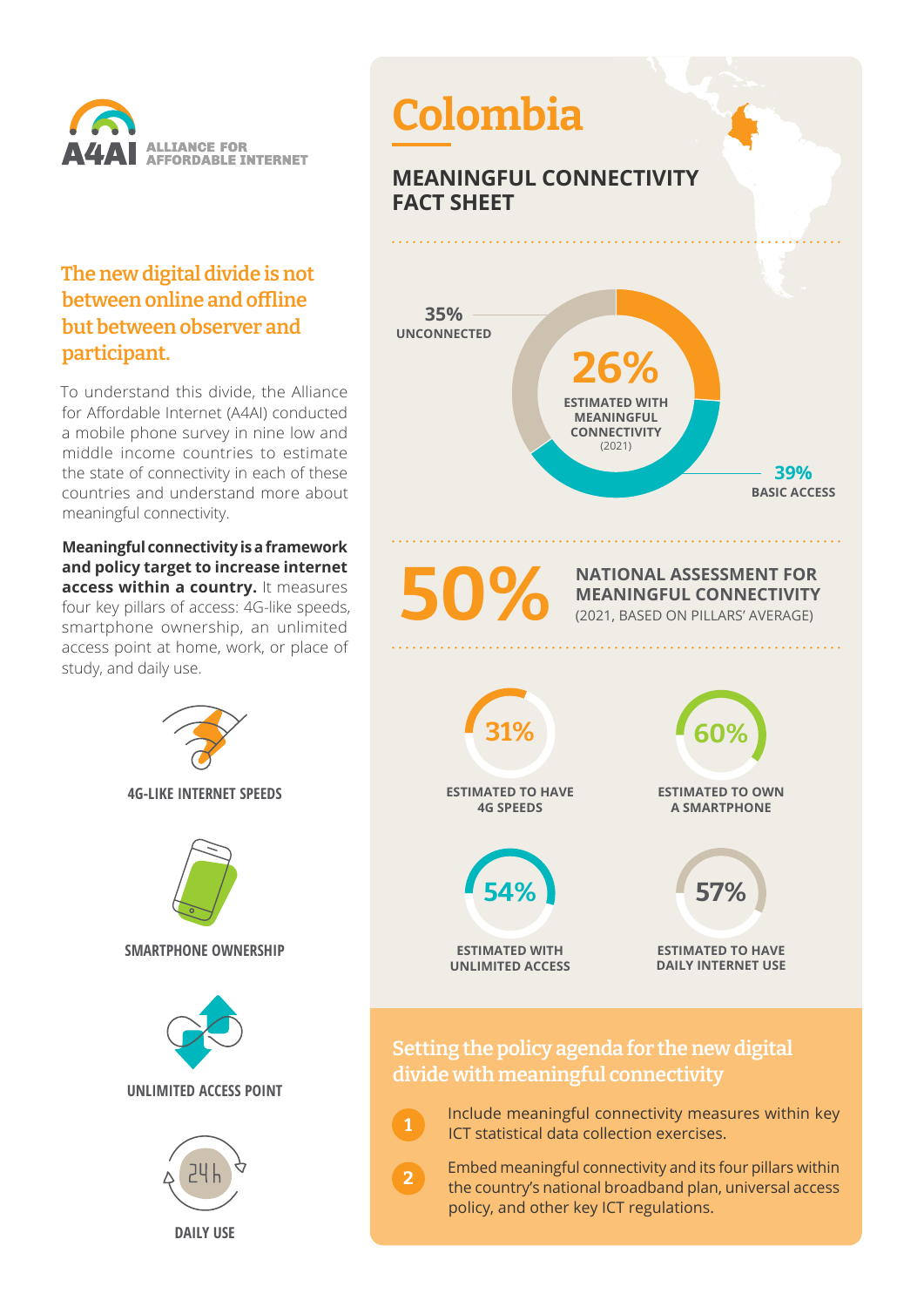A4AI ALLIANCE FOR AFFORDABLE INTERNET

# Colombia

## MEANINGFUL CONNECTIVITY FACT SHEET

## The new digital divide is not between online and offline but between observer and participant.

To understand this divide, the Alliance for Affordable Internet (A4AI) conducted a mobile phone survey in nine low and middle income countries to estimate the state of connectivity in each of these countries and understand more about meaningful connectivity.

**Meaningful connectivity is a framework and policy target to increase internet access within a country.** It measures four key pillars of access: 4G-like speeds, smartphone ownership, an unlimited access point at home, work, or place of study, and daily use.

**4G-LIKE INTERNET SPEEDS**

**SMARTPHONE OWNERSHIP**

**UNLIMITED ACCESS POINT**

**DAILY USE**

**35%** UNCONNECTED

**26%** ESTIMATED WITH MEANINGFUL CONNECTIVITY (2021)

**39%** BASIC ACCESS

**50%** NATIONAL ASSESSMENT FOR MEANINGFUL CONNECTIVITY (2021, BASED ON PILLARS' AVERAGE)

**31%** ESTIMATED TO HAVE 4G SPEEDS

**60%** ESTIMATED TO OWN A SMARTPHONE

**54%** ESTIMATED WITH UNLIMITED ACCESS

**57%** ESTIMATED TO HAVE DAILY INTERNET USE

### Setting the policy agenda for the new digital divide with meaningful connectivity

1. Include meaningful connectivity measures within key ICT statistical data collection exercises.
2. Embed meaningful connectivity and its four pillars within the country's national broadband plan, universal access policy, and other key ICT regulations.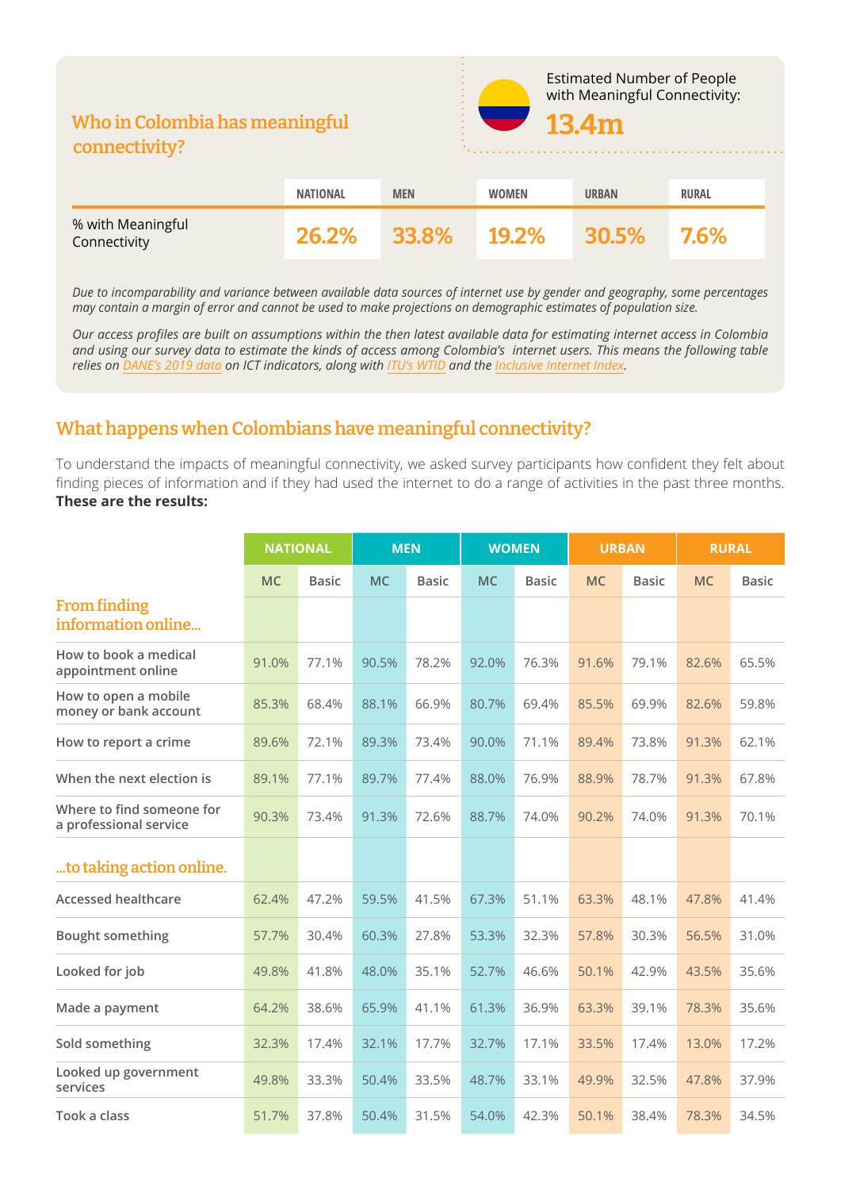## Who in Colombia has meaningful connectivity?

Estimated Number of People with Meaningful Connectivity:

**13.4m**

| | NATIONAL | MEN | WOMEN | URBAN | RURAL |
|---|---|---|---|---|---|
| % with Meaningful Connectivity | 26.2% | 33.8% | 19.2% | 30.5% | 7.6% |

*Due to incomparability and variance between available data sources of internet use by gender and geography, some percentages may contain a margin of error and cannot be used to make projections on demographic estimates of population size.*

*Our access profiles are built on assumptions within the then latest available data for estimating internet access in Colombia and using our survey data to estimate the kinds of access among Colombia's internet users. This means the following table relies on DANE's 2019 data on ICT indicators, along with ITU's WTID and the Inclusive Internet Index.*

## What happens when Colombians have meaningful connectivity?

To understand the impacts of meaningful connectivity, we asked survey participants how confident they felt about finding pieces of information and if they had used the internet to do a range of activities in the past three months. **These are the results:**

| | NATIONAL | | MEN | | WOMEN | | URBAN | | RURAL | |
|---|---|---|---|---|---|---|---|---|---|---|
| | MC | Basic | MC | Basic | MC | Basic | MC | Basic | MC | Basic |
| **From finding information online...** | | | | | | | | | | |
| How to book a medical appointment online | 91.0% | 77.1% | 90.5% | 78.2% | 92.0% | 76.3% | 91.6% | 79.1% | 82.6% | 65.5% |
| How to open a mobile money or bank account | 85.3% | 68.4% | 88.1% | 66.9% | 80.7% | 69.4% | 85.5% | 69.9% | 82.6% | 59.8% |
| How to report a crime | 89.6% | 72.1% | 89.3% | 73.4% | 90.0% | 71.1% | 89.4% | 73.8% | 91.3% | 62.1% |
| When the next election is | 89.1% | 77.1% | 89.7% | 77.4% | 88.0% | 76.9% | 88.9% | 78.7% | 91.3% | 67.8% |
| Where to find someone for a professional service | 90.3% | 73.4% | 91.3% | 72.6% | 88.7% | 74.0% | 90.2% | 74.0% | 91.3% | 70.1% |
| **...to taking action online.** | | | | | | | | | | |
| Accessed healthcare | 62.4% | 47.2% | 59.5% | 41.5% | 67.3% | 51.1% | 63.3% | 48.1% | 47.8% | 41.4% |
| Bought something | 57.7% | 30.4% | 60.3% | 27.8% | 53.3% | 32.3% | 57.8% | 30.3% | 56.5% | 31.0% |
| Looked for job | 49.8% | 41.8% | 48.0% | 35.1% | 52.7% | 46.6% | 50.1% | 42.9% | 43.5% | 35.6% |
| Made a payment | 64.2% | 38.6% | 65.9% | 41.1% | 61.3% | 36.9% | 63.3% | 39.1% | 78.3% | 35.6% |
| Sold something | 32.3% | 17.4% | 32.1% | 17.7% | 32.7% | 17.1% | 33.5% | 17.4% | 13.0% | 17.2% |
| Looked up government services | 49.8% | 33.3% | 50.4% | 33.5% | 48.7% | 33.1% | 49.9% | 32.5% | 47.8% | 37.9% |
| Took a class | 51.7% | 37.8% | 50.4% | 31.5% | 54.0% | 42.3% | 50.1% | 38.4% | 78.3% | 34.5% |